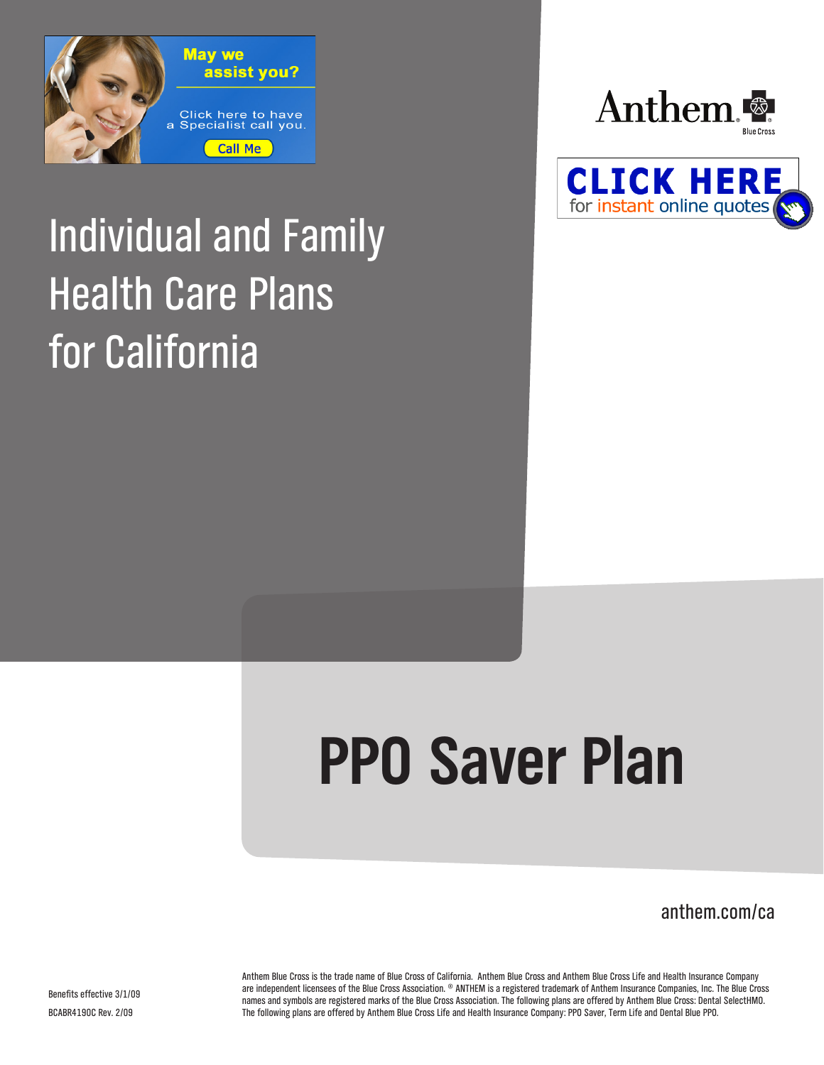May we assist you?

Click here to have a Specialist call you.

Call Me

Anthem Blue Cross

CLICK HERE for instant online quotes

# Individual and Family Health Care Plans for California

# PPO Saver Plan

anthem.com/ca

Benefits effective 3/1/09

BCABR4190C Rev. 2/09

Anthem Blue Cross is the trade name of Blue Cross of California. Anthem Blue Cross and Anthem Blue Cross Life and Health Insurance Company are independent licensees of the Blue Cross Association. ® ANTHEM is a registered trademark of Anthem Insurance Companies, Inc. The Blue Cross names and symbols are registered marks of the Blue Cross Association. The following plans are offered by Anthem Blue Cross: Dental SelectHMO. The following plans are offered by Anthem Blue Cross Life and Health Insurance Company: PPO Saver, Term Life and Dental Blue PPO.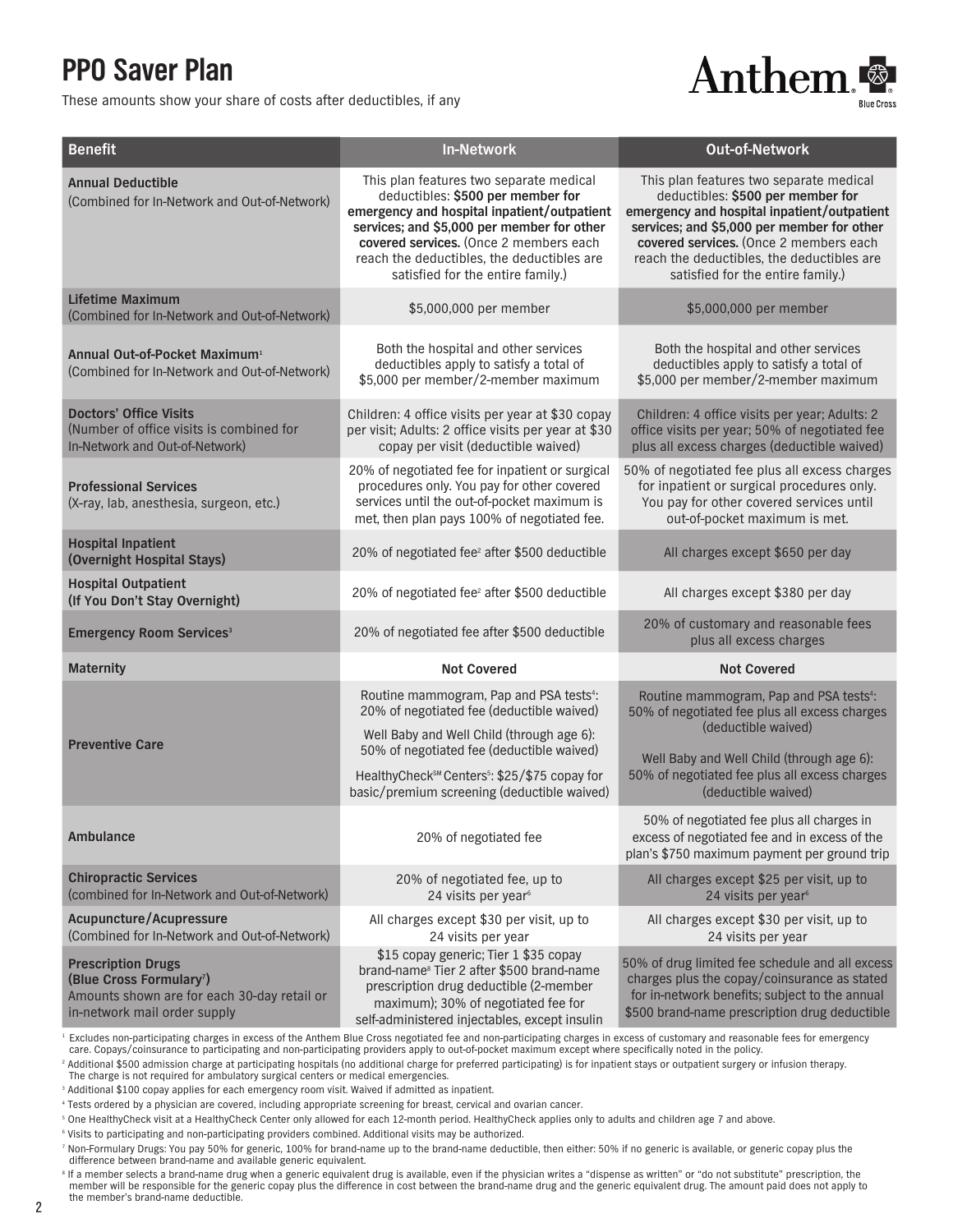# PPO Saver Plan

These amounts show your share of costs after deductibles, if any

| Benefit | In-Network | Out-of-Network |
|---|---|---|
| **Annual Deductible** (Combined for In-Network and Out-of-Network) | This plan features two separate medical deductibles: **$500 per member for emergency and hospital inpatient/outpatient services; and $5,000 per member for other covered services.** (Once 2 members each reach the deductibles, the deductibles are satisfied for the entire family.) | This plan features two separate medical deductibles: **$500 per member for emergency and hospital inpatient/outpatient services; and $5,000 per member for other covered services.** (Once 2 members each reach the deductibles, the deductibles are satisfied for the entire family.) |
| **Lifetime Maximum** (Combined for In-Network and Out-of-Network) | $5,000,000 per member | $5,000,000 per member |
| **Annual Out-of-Pocket Maximum**[1] (Combined for In-Network and Out-of-Network) | Both the hospital and other services deductibles apply to satisfy a total of $5,000 per member/2-member maximum | Both the hospital and other services deductibles apply to satisfy a total of $5,000 per member/2-member maximum |
| **Doctors' Office Visits** (Number of office visits is combined for In-Network and Out-of-Network) | Children: 4 office visits per year at $30 copay per visit; Adults: 2 office visits per year at $30 copay per visit (deductible waived) | Children: 4 office visits per year; Adults: 2 office visits per year; 50% of negotiated fee plus all excess charges (deductible waived) |
| **Professional Services** (X-ray, lab, anesthesia, surgeon, etc.) | 20% of negotiated fee for inpatient or surgical procedures only. You pay for other covered services until the out-of-pocket maximum is met, then plan pays 100% of negotiated fee. | 50% of negotiated fee plus all excess charges for inpatient or surgical procedures only. You pay for other covered services until out-of-pocket maximum is met. |
| **Hospital Inpatient (Overnight Hospital Stays)** | 20% of negotiated fee[2] after $500 deductible | All charges except $650 per day |
| **Hospital Outpatient (If You Don't Stay Overnight)** | 20% of negotiated fee[2] after $500 deductible | All charges except $380 per day |
| **Emergency Room Services**[3] | 20% of negotiated fee after $500 deductible | 20% of customary and reasonable fees plus all excess charges |
| **Maternity** | **Not Covered** | **Not Covered** |
| **Preventive Care** | Routine mammogram, Pap and PSA tests[4]: 20% of negotiated fee (deductible waived)<br>Well Baby and Well Child (through age 6): 50% of negotiated fee (deductible waived)<br>HealthyCheck℠ Centers[5]: $25/$75 copay for basic/premium screening (deductible waived) | Routine mammogram, Pap and PSA tests[4]: 50% of negotiated fee plus all excess charges (deductible waived)<br>Well Baby and Well Child (through age 6): 50% of negotiated fee plus all excess charges (deductible waived) |
| **Ambulance** | 20% of negotiated fee | 50% of negotiated fee plus all charges in excess of negotiated fee and in excess of the plan's $750 maximum payment per ground trip |
| **Chiropractic Services** (combined for In-Network and Out-of-Network) | 20% of negotiated fee, up to 24 visits per year[6] | All charges except $25 per visit, up to 24 visits per year[6] |
| **Acupuncture/Acupressure** (Combined for In-Network and Out-of-Network) | All charges except $30 per visit, up to 24 visits per year | All charges except $30 per visit, up to 24 visits per year |
| **Prescription Drugs (Blue Cross Formulary**[7]**)** Amounts shown are for each 30-day retail or in-network mail order supply | $15 copay generic; Tier 1 $35 copay brand-name[8] Tier 2 after $500 brand-name prescription drug deductible (2-member maximum); 30% of negotiated fee for self-administered injectables, except insulin | 50% of drug limited fee schedule and all excess charges plus the copay/coinsurance as stated for in-network benefits; subject to the annual $500 brand-name prescription drug deductible |

[1] Excludes non-participating charges in excess of the Anthem Blue Cross negotiated fee and non-participating charges in excess of customary and reasonable fees for emergency care. Copays/coinsurance to participating and non-participating providers apply to out-of-pocket maximum except where specifically noted in the policy.

[2] Additional $500 admission charge at participating hospitals (no additional charge for preferred participating) is for inpatient stays or outpatient surgery or infusion therapy. The charge is not required for ambulatory surgical centers or medical emergencies.

[3] Additional $100 copay applies for each emergency room visit. Waived if admitted as inpatient.

[4] Tests ordered by a physician are covered, including appropriate screening for breast, cervical and ovarian cancer.

[5] One HealthyCheck visit at a HealthyCheck Center only allowed for each 12-month period. HealthyCheck applies only to adults and children age 7 and above.

[6] Visits to participating and non-participating providers combined. Additional visits may be authorized.

[7] Non-Formulary Drugs: You pay 50% for generic, 100% for brand-name up to the brand-name deductible, then either: 50% if no generic is available, or generic copay plus the difference between brand-name and available generic equivalent.

[8] If a member selects a brand-name drug when a generic equivalent drug is available, even if the physician writes a "dispense as written" or "do not substitute" prescription, the member will be responsible for the generic copay plus the difference in cost between the brand-name drug and the generic equivalent drug. The amount paid does not apply to the member's brand-name deductible.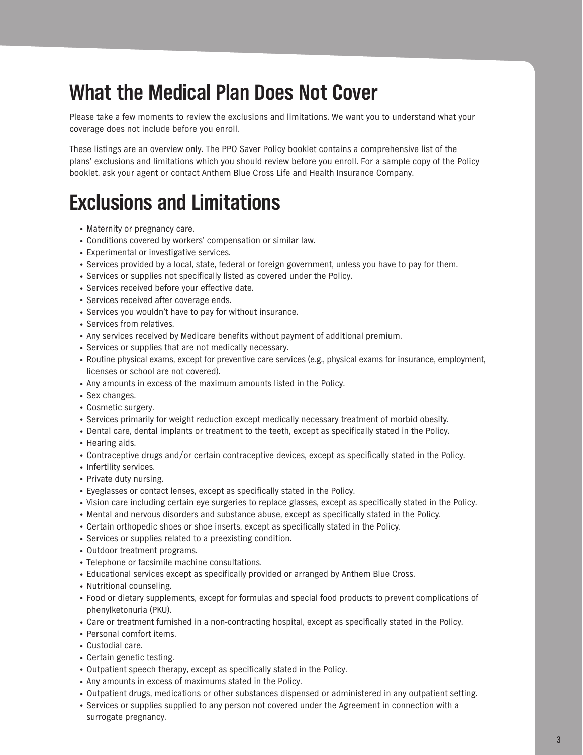# What the Medical Plan Does Not Cover

Please take a few moments to review the exclusions and limitations. We want you to understand what your coverage does not include before you enroll.

These listings are an overview only. The PPO Saver Policy booklet contains a comprehensive list of the plans' exclusions and limitations which you should review before you enroll. For a sample copy of the Policy booklet, ask your agent or contact Anthem Blue Cross Life and Health Insurance Company.

# Exclusions and Limitations

- Maternity or pregnancy care.
- Conditions covered by workers' compensation or similar law.
- Experimental or investigative services.
- Services provided by a local, state, federal or foreign government, unless you have to pay for them.
- Services or supplies not specifically listed as covered under the Policy.
- Services received before your effective date.
- Services received after coverage ends.
- Services you wouldn't have to pay for without insurance.
- Services from relatives.
- Any services received by Medicare benefits without payment of additional premium.
- Services or supplies that are not medically necessary.
- Routine physical exams, except for preventive care services (e.g., physical exams for insurance, employment, licenses or school are not covered).
- Any amounts in excess of the maximum amounts listed in the Policy.
- Sex changes.
- Cosmetic surgery.
- Services primarily for weight reduction except medically necessary treatment of morbid obesity.
- Dental care, dental implants or treatment to the teeth, except as specifically stated in the Policy.
- Hearing aids.
- Contraceptive drugs and/or certain contraceptive devices, except as specifically stated in the Policy.
- Infertility services.
- Private duty nursing.
- Eyeglasses or contact lenses, except as specifically stated in the Policy.
- Vision care including certain eye surgeries to replace glasses, except as specifically stated in the Policy.
- Mental and nervous disorders and substance abuse, except as specifically stated in the Policy.
- Certain orthopedic shoes or shoe inserts, except as specifically stated in the Policy.
- Services or supplies related to a preexisting condition.
- Outdoor treatment programs.
- Telephone or facsimile machine consultations.
- Educational services except as specifically provided or arranged by Anthem Blue Cross.
- Nutritional counseling.
- Food or dietary supplements, except for formulas and special food products to prevent complications of phenylketonuria (PKU).
- Care or treatment furnished in a non-contracting hospital, except as specifically stated in the Policy.
- Personal comfort items.
- Custodial care.
- Certain genetic testing.
- Outpatient speech therapy, except as specifically stated in the Policy.
- Any amounts in excess of maximums stated in the Policy.
- Outpatient drugs, medications or other substances dispensed or administered in any outpatient setting.
- Services or supplies supplied to any person not covered under the Agreement in connection with a surrogate pregnancy.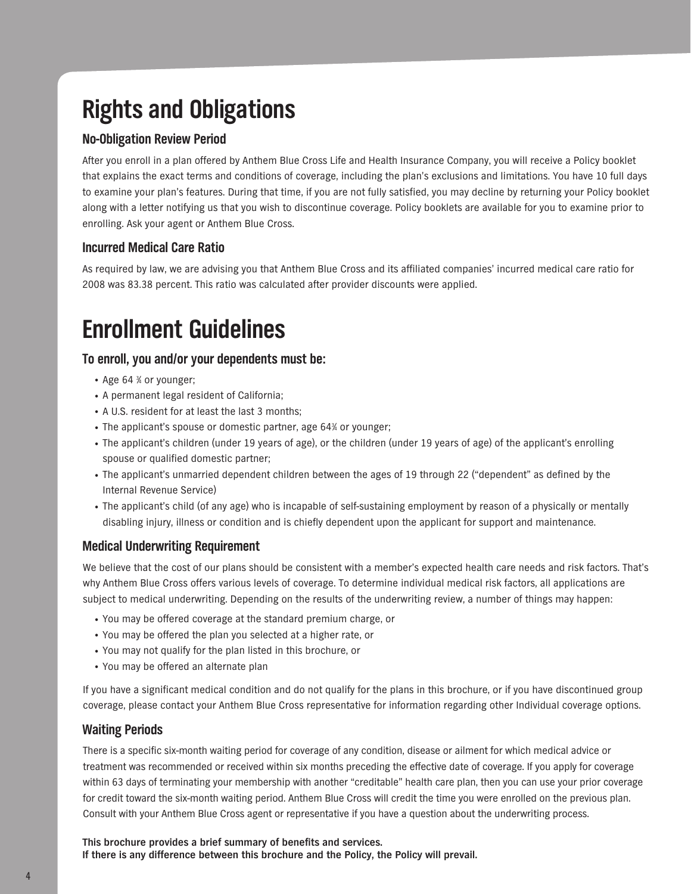# Rights and Obligations

### No-Obligation Review Period

After you enroll in a plan offered by Anthem Blue Cross Life and Health Insurance Company, you will receive a Policy booklet that explains the exact terms and conditions of coverage, including the plan's exclusions and limitations. You have 10 full days to examine your plan's features. During that time, if you are not fully satisfied, you may decline by returning your Policy booklet along with a letter notifying us that you wish to discontinue coverage. Policy booklets are available for you to examine prior to enrolling. Ask your agent or Anthem Blue Cross.

### Incurred Medical Care Ratio

As required by law, we are advising you that Anthem Blue Cross and its affiliated companies' incurred medical care ratio for 2008 was 83.38 percent. This ratio was calculated after provider discounts were applied.

# Enrollment Guidelines

### To enroll, you and/or your dependents must be:

- Age 64 ¾ or younger;
- A permanent legal resident of California;
- A U.S. resident for at least the last 3 months;
- The applicant's spouse or domestic partner, age 64¾ or younger;
- The applicant's children (under 19 years of age), or the children (under 19 years of age) of the applicant's enrolling spouse or qualified domestic partner;
- The applicant's unmarried dependent children between the ages of 19 through 22 ("dependent" as defined by the Internal Revenue Service)
- The applicant's child (of any age) who is incapable of self-sustaining employment by reason of a physically or mentally disabling injury, illness or condition and is chiefly dependent upon the applicant for support and maintenance.

### Medical Underwriting Requirement

We believe that the cost of our plans should be consistent with a member's expected health care needs and risk factors. That's why Anthem Blue Cross offers various levels of coverage. To determine individual medical risk factors, all applications are subject to medical underwriting. Depending on the results of the underwriting review, a number of things may happen:

- You may be offered coverage at the standard premium charge, or
- You may be offered the plan you selected at a higher rate, or
- You may not qualify for the plan listed in this brochure, or
- You may be offered an alternate plan

If you have a significant medical condition and do not qualify for the plans in this brochure, or if you have discontinued group coverage, please contact your Anthem Blue Cross representative for information regarding other Individual coverage options.

### Waiting Periods

There is a specific six-month waiting period for coverage of any condition, disease or ailment for which medical advice or treatment was recommended or received within six months preceding the effective date of coverage. If you apply for coverage within 63 days of terminating your membership with another "creditable" health care plan, then you can use your prior coverage for credit toward the six-month waiting period. Anthem Blue Cross will credit the time you were enrolled on the previous plan. Consult with your Anthem Blue Cross agent or representative if you have a question about the underwriting process.

**This brochure provides a brief summary of benefits and services.**
**If there is any difference between this brochure and the Policy, the Policy will prevail.**